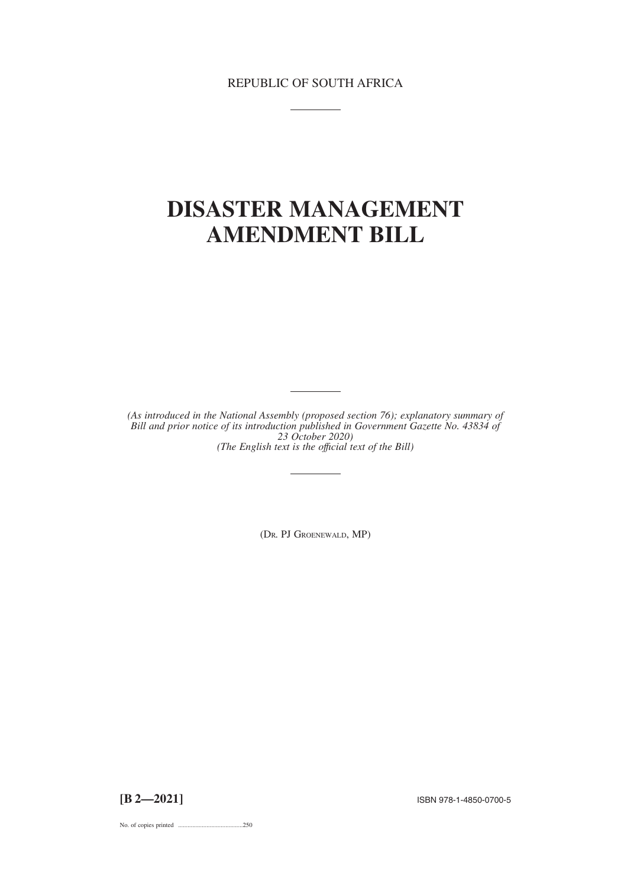REPUBLIC OF SOUTH AFRICA

# DISASTER MANAGEMENT AMENDMENT BILL

*(As introduced in the National Assembly (proposed section 76); explanatory summary of Bill and prior notice of its introduction published in Government Gazette No. 43834 of 23 October 2020)*
*(The English text is the official text of the Bill)*

(Dr. PJ Groenewald, MP)

**[B 2—2021]** ISBN 978-1-4850-0700-5

No. of copies printed .........................................250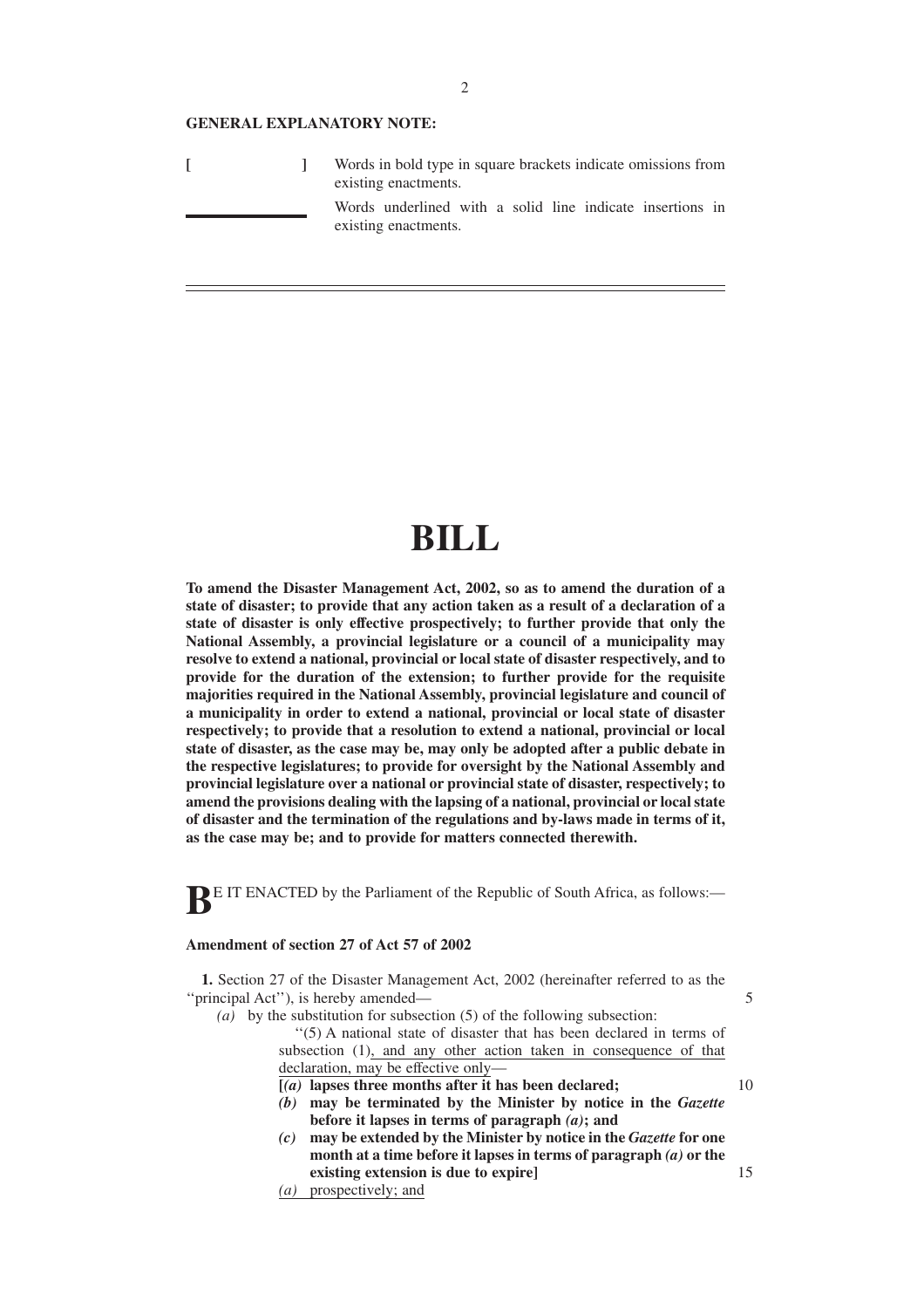**GENERAL EXPLANATORY NOTE:**

**[ ]** Words in bold type in square brackets indicate omissions from existing enactments.

\_\_\_\_\_\_\_\_ Words underlined with a solid line indicate insertions in existing enactments.

---

# BILL

**To amend the Disaster Management Act, 2002, so as to amend the duration of a state of disaster; to provide that any action taken as a result of a declaration of a state of disaster is only effective prospectively; to further provide that only the National Assembly, a provincial legislature or a council of a municipality may resolve to extend a national, provincial or local state of disaster respectively, and to provide for the duration of the extension; to further provide for the requisite majorities required in the National Assembly, provincial legislature and council of a municipality in order to extend a national, provincial or local state of disaster respectively; to provide that a resolution to extend a national, provincial or local state of disaster, as the case may be, may only be adopted after a public debate in the respective legislatures; to provide for oversight by the National Assembly and provincial legislature over a national or provincial state of disaster, respectively; to amend the provisions dealing with the lapsing of a national, provincial or local state of disaster and the termination of the regulations and by-laws made in terms of it, as the case may be; and to provide for matters connected therewith.**

**B**E IT ENACTED by the Parliament of the Republic of South Africa, as follows:—

**Amendment of section 27 of Act 57 of 2002**

**1.** Section 27 of the Disaster Management Act, 2002 (hereinafter referred to as the ''principal Act''), is hereby amended—

*(a)* by the substitution for subsection (5) of the following subsection:

''(5) A national state of disaster that has been declared in terms of subsection (1)<u>, and any other action taken in consequence of that declaration, may be effective only</u>—

**[*(a)* lapses three months after it has been declared;**

***(b)* may be terminated by the Minister by notice in the *Gazette* before it lapses in terms of paragraph *(a)*; and**

***(c)* may be extended by the Minister by notice in the *Gazette* for one month at a time before it lapses in terms of paragraph *(a)* or the existing extension is due to expire]**

<u>*(a)* prospectively; and</u>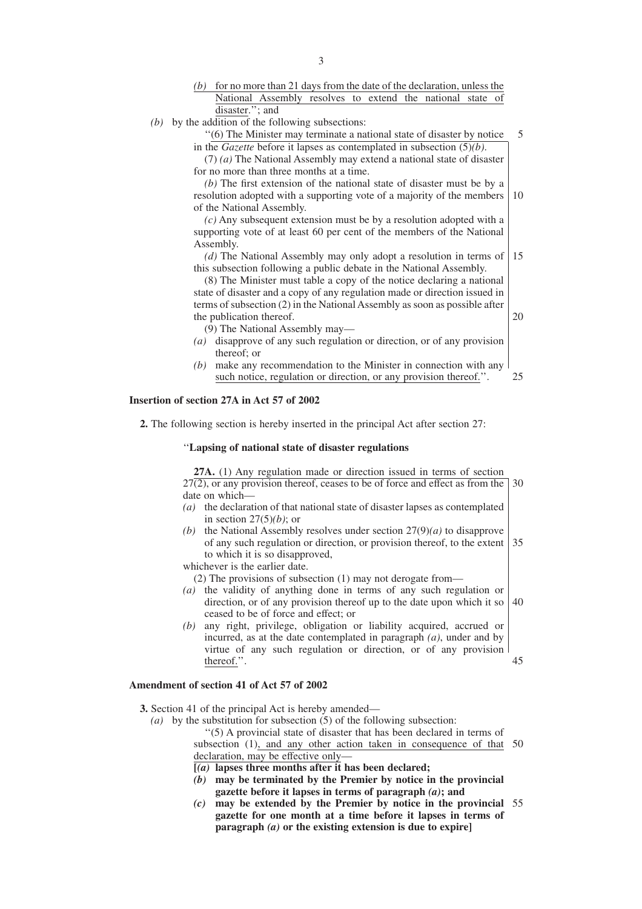*(b)* for no more than 21 days from the date of the declaration, unless the National Assembly resolves to extend the national state of disaster.''; and

*(b)* by the addition of the following subsections:

''(6) The Minister may terminate a national state of disaster by notice in the *Gazette* before it lapses as contemplated in subsection (5)*(b)*.

(7) *(a)* The National Assembly may extend a national state of disaster for no more than three months at a time.

*(b)* The first extension of the national state of disaster must be by a resolution adopted with a supporting vote of a majority of the members of the National Assembly.

*(c)* Any subsequent extension must be by a resolution adopted with a supporting vote of at least 60 per cent of the members of the National Assembly.

*(d)* The National Assembly may only adopt a resolution in terms of this subsection following a public debate in the National Assembly.

(8) The Minister must table a copy of the notice declaring a national state of disaster and a copy of any regulation made or direction issued in terms of subsection (2) in the National Assembly as soon as possible after the publication thereof.

(9) The National Assembly may—

*(a)* disapprove of any such regulation or direction, or of any provision thereof; or

*(b)* make any recommendation to the Minister in connection with any such notice, regulation or direction, or any provision thereof.''.

**Insertion of section 27A in Act 57 of 2002**

**2.** The following section is hereby inserted in the principal Act after section 27:

''**Lapsing of national state of disaster regulations**

**27A.** (1) Any regulation made or direction issued in terms of section 27(2), or any provision thereof, ceases to be of force and effect as from the date on which—

*(a)* the declaration of that national state of disaster lapses as contemplated in section 27(5)*(b)*; or

*(b)* the National Assembly resolves under section 27(9)*(a)* to disapprove of any such regulation or direction, or provision thereof, to the extent to which it is so disapproved,

whichever is the earlier date.

(2) The provisions of subsection (1) may not derogate from—

*(a)* the validity of anything done in terms of any such regulation or direction, or of any provision thereof up to the date upon which it so ceased to be of force and effect; or

*(b)* any right, privilege, obligation or liability acquired, accrued or incurred, as at the date contemplated in paragraph *(a)*, under and by virtue of any such regulation or direction, or of any provision thereof.''.

**Amendment of section 41 of Act 57 of 2002**

**3.** Section 41 of the principal Act is hereby amended—

*(a)* by the substitution for subsection (5) of the following subsection:

''(5) A provincial state of disaster that has been declared in terms of subsection (1), and any other action taken in consequence of that declaration, may be effective only—

**[*(a)* lapses three months after it has been declared;**

***(b)* may be terminated by the Premier by notice in the provincial gazette before it lapses in terms of paragraph *(a)*; and**

***(c)* may be extended by the Premier by notice in the provincial gazette for one month at a time before it lapses in terms of paragraph *(a)* or the existing extension is due to expire]**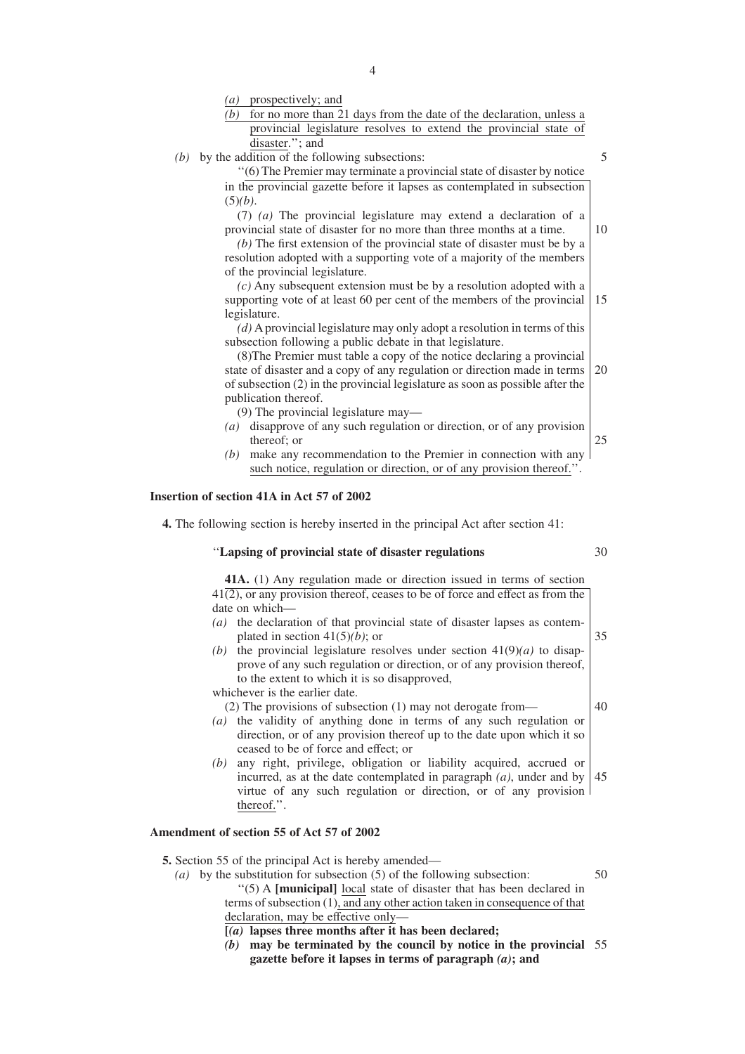*(a)* prospectively; and

*(b)* for no more than 21 days from the date of the declaration, unless a provincial legislature resolves to extend the provincial state of disaster.''; and

*(b)* by the addition of the following subsections:

''(6) The Premier may terminate a provincial state of disaster by notice in the provincial gazette before it lapses as contemplated in subsection (5)*(b)*.

(7) *(a)* The provincial legislature may extend a declaration of a provincial state of disaster for no more than three months at a time.

*(b)* The first extension of the provincial state of disaster must be by a resolution adopted with a supporting vote of a majority of the members of the provincial legislature.

*(c)* Any subsequent extension must be by a resolution adopted with a supporting vote of at least 60 per cent of the members of the provincial legislature.

*(d)* A provincial legislature may only adopt a resolution in terms of this subsection following a public debate in that legislature.

(8)The Premier must table a copy of the notice declaring a provincial state of disaster and a copy of any regulation or direction made in terms of subsection (2) in the provincial legislature as soon as possible after the publication thereof.

(9) The provincial legislature may—

*(a)* disapprove of any such regulation or direction, or of any provision thereof; or

*(b)* make any recommendation to the Premier in connection with any such notice, regulation or direction, or of any provision thereof.''.

**Insertion of section 41A in Act 57 of 2002**

**4.** The following section is hereby inserted in the principal Act after section 41:

''**Lapsing of provincial state of disaster regulations**

**41A.** (1) Any regulation made or direction issued in terms of section 41(2), or any provision thereof, ceases to be of force and effect as from the date on which—

*(a)* the declaration of that provincial state of disaster lapses as contemplated in section 41(5)*(b)*; or

*(b)* the provincial legislature resolves under section 41(9)*(a)* to disapprove of any such regulation or direction, or of any provision thereof, to the extent to which it is so disapproved,

whichever is the earlier date.

(2) The provisions of subsection (1) may not derogate from—

*(a)* the validity of anything done in terms of any such regulation or direction, or of any provision thereof up to the date upon which it so ceased to be of force and effect; or

*(b)* any right, privilege, obligation or liability acquired, accrued or incurred, as at the date contemplated in paragraph *(a)*, under and by virtue of any such regulation or direction, or of any provision thereof.''.

**Amendment of section 55 of Act 57 of 2002**

**5.** Section 55 of the principal Act is hereby amended—

*(a)* by the substitution for subsection (5) of the following subsection:

''(5) A **[municipal]** local state of disaster that has been declared in terms of subsection (1), and any other action taken in consequence of that declaration, may be effective only—

**[*(a)* lapses three months after it has been declared;**

***(b)* may be terminated by the council by notice in the provincial gazette before it lapses in terms of paragraph *(a)*; and**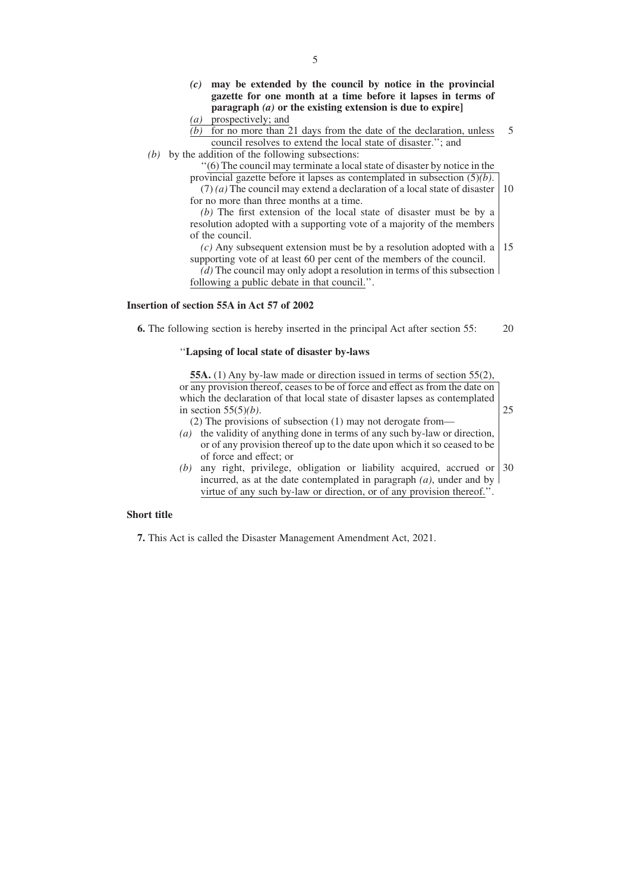**(c) may be extended by the council by notice in the provincial gazette for one month at a time before it lapses in terms of paragraph *(a)* or the existing extension is due to expire]**

*(a)* prospectively; and

*(b)* for no more than 21 days from the date of the declaration, unless council resolves to extend the local state of disaster.''; and

*(b)* by the addition of the following subsections:

''(6) The council may terminate a local state of disaster by notice in the provincial gazette before it lapses as contemplated in subsection (5)*(b)*.

(7) *(a)* The council may extend a declaration of a local state of disaster for no more than three months at a time.

*(b)* The first extension of the local state of disaster must be by a resolution adopted with a supporting vote of a majority of the members of the council.

*(c)* Any subsequent extension must be by a resolution adopted with a supporting vote of at least 60 per cent of the members of the council.

*(d)* The council may only adopt a resolution in terms of this subsection following a public debate in that council.''.

### Insertion of section 55A in Act 57 of 2002

**6.** The following section is hereby inserted in the principal Act after section 55:

''**Lapsing of local state of disaster by-laws**

**55A.** (1) Any by-law made or direction issued in terms of section 55(2), or any provision thereof, ceases to be of force and effect as from the date on which the declaration of that local state of disaster lapses as contemplated in section 55(5)*(b)*.

(2) The provisions of subsection (1) may not derogate from—

*(a)* the validity of anything done in terms of any such by-law or direction, or of any provision thereof up to the date upon which it so ceased to be of force and effect; or

*(b)* any right, privilege, obligation or liability acquired, accrued or incurred, as at the date contemplated in paragraph *(a)*, under and by virtue of any such by-law or direction, or of any provision thereof.''.

### Short title

**7.** This Act is called the Disaster Management Amendment Act, 2021.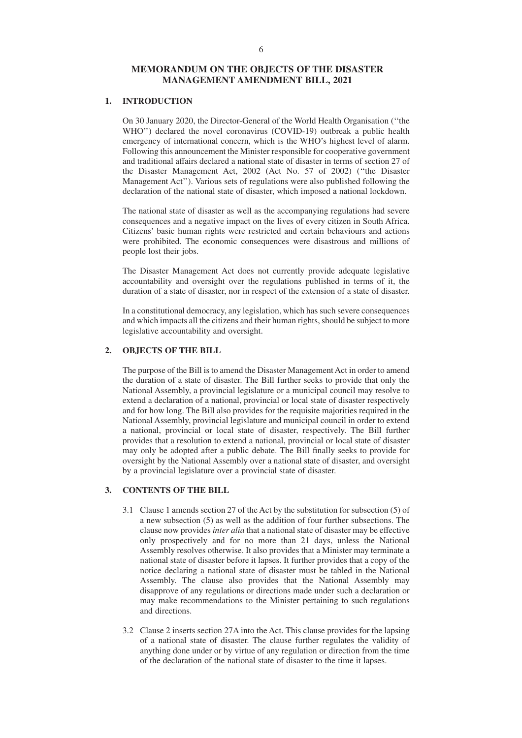# MEMORANDUM ON THE OBJECTS OF THE DISASTER MANAGEMENT AMENDMENT BILL, 2021

## 1. INTRODUCTION

On 30 January 2020, the Director-General of the World Health Organisation (''the WHO'') declared the novel coronavirus (COVID-19) outbreak a public health emergency of international concern, which is the WHO's highest level of alarm. Following this announcement the Minister responsible for cooperative government and traditional affairs declared a national state of disaster in terms of section 27 of the Disaster Management Act, 2002 (Act No. 57 of 2002) (''the Disaster Management Act''). Various sets of regulations were also published following the declaration of the national state of disaster, which imposed a national lockdown.

The national state of disaster as well as the accompanying regulations had severe consequences and a negative impact on the lives of every citizen in South Africa. Citizens' basic human rights were restricted and certain behaviours and actions were prohibited. The economic consequences were disastrous and millions of people lost their jobs.

The Disaster Management Act does not currently provide adequate legislative accountability and oversight over the regulations published in terms of it, the duration of a state of disaster, nor in respect of the extension of a state of disaster.

In a constitutional democracy, any legislation, which has such severe consequences and which impacts all the citizens and their human rights, should be subject to more legislative accountability and oversight.

## 2. OBJECTS OF THE BILL

The purpose of the Bill is to amend the Disaster Management Act in order to amend the duration of a state of disaster. The Bill further seeks to provide that only the National Assembly, a provincial legislature or a municipal council may resolve to extend a declaration of a national, provincial or local state of disaster respectively and for how long. The Bill also provides for the requisite majorities required in the National Assembly, provincial legislature and municipal council in order to extend a national, provincial or local state of disaster, respectively. The Bill further provides that a resolution to extend a national, provincial or local state of disaster may only be adopted after a public debate. The Bill finally seeks to provide for oversight by the National Assembly over a national state of disaster, and oversight by a provincial legislature over a provincial state of disaster.

## 3. CONTENTS OF THE BILL

3.1 Clause 1 amends section 27 of the Act by the substitution for subsection (5) of a new subsection (5) as well as the addition of four further subsections. The clause now provides *inter alia* that a national state of disaster may be effective only prospectively and for no more than 21 days, unless the National Assembly resolves otherwise. It also provides that a Minister may terminate a national state of disaster before it lapses. It further provides that a copy of the notice declaring a national state of disaster must be tabled in the National Assembly. The clause also provides that the National Assembly may disapprove of any regulations or directions made under such a declaration or may make recommendations to the Minister pertaining to such regulations and directions.

3.2 Clause 2 inserts section 27A into the Act. This clause provides for the lapsing of a national state of disaster. The clause further regulates the validity of anything done under or by virtue of any regulation or direction from the time of the declaration of the national state of disaster to the time it lapses.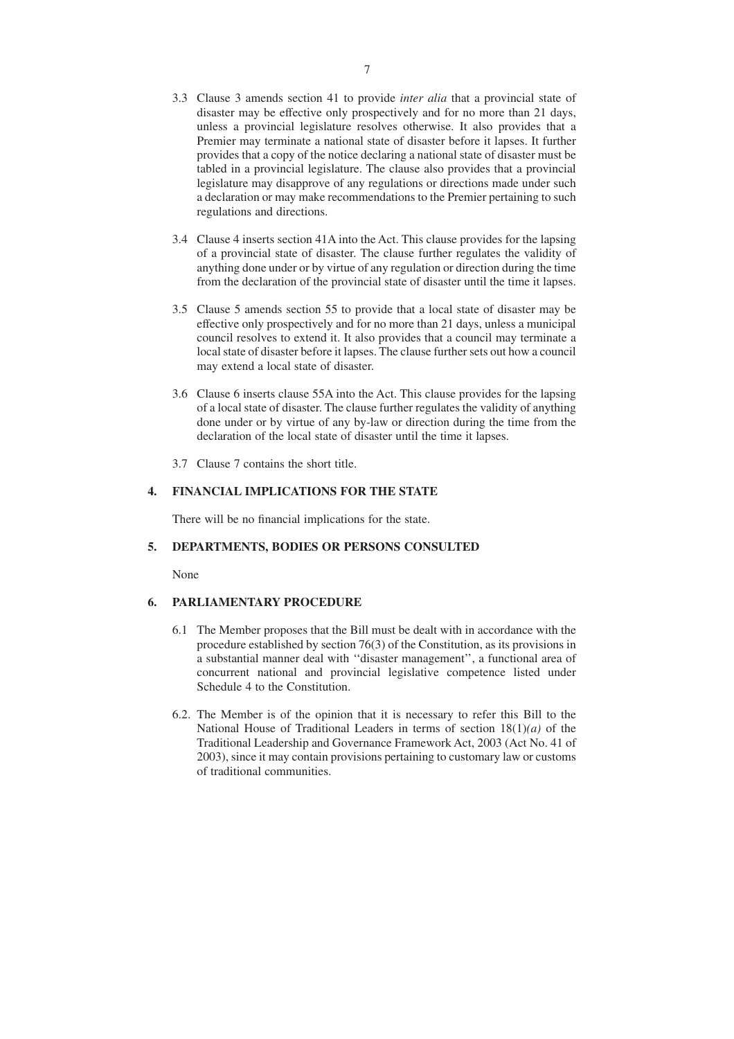3.3 Clause 3 amends section 41 to provide *inter alia* that a provincial state of disaster may be effective only prospectively and for no more than 21 days, unless a provincial legislature resolves otherwise. It also provides that a Premier may terminate a national state of disaster before it lapses. It further provides that a copy of the notice declaring a national state of disaster must be tabled in a provincial legislature. The clause also provides that a provincial legislature may disapprove of any regulations or directions made under such a declaration or may make recommendations to the Premier pertaining to such regulations and directions.

3.4 Clause 4 inserts section 41A into the Act. This clause provides for the lapsing of a provincial state of disaster. The clause further regulates the validity of anything done under or by virtue of any regulation or direction during the time from the declaration of the provincial state of disaster until the time it lapses.

3.5 Clause 5 amends section 55 to provide that a local state of disaster may be effective only prospectively and for no more than 21 days, unless a municipal council resolves to extend it. It also provides that a council may terminate a local state of disaster before it lapses. The clause further sets out how a council may extend a local state of disaster.

3.6 Clause 6 inserts clause 55A into the Act. This clause provides for the lapsing of a local state of disaster. The clause further regulates the validity of anything done under or by virtue of any by-law or direction during the time from the declaration of the local state of disaster until the time it lapses.

3.7 Clause 7 contains the short title.

## 4. FINANCIAL IMPLICATIONS FOR THE STATE

There will be no financial implications for the state.

## 5. DEPARTMENTS, BODIES OR PERSONS CONSULTED

None

## 6. PARLIAMENTARY PROCEDURE

6.1 The Member proposes that the Bill must be dealt with in accordance with the procedure established by section 76(3) of the Constitution, as its provisions in a substantial manner deal with ''disaster management'', a functional area of concurrent national and provincial legislative competence listed under Schedule 4 to the Constitution.

6.2. The Member is of the opinion that it is necessary to refer this Bill to the National House of Traditional Leaders in terms of section 18(1)*(a)* of the Traditional Leadership and Governance Framework Act, 2003 (Act No. 41 of 2003), since it may contain provisions pertaining to customary law or customs of traditional communities.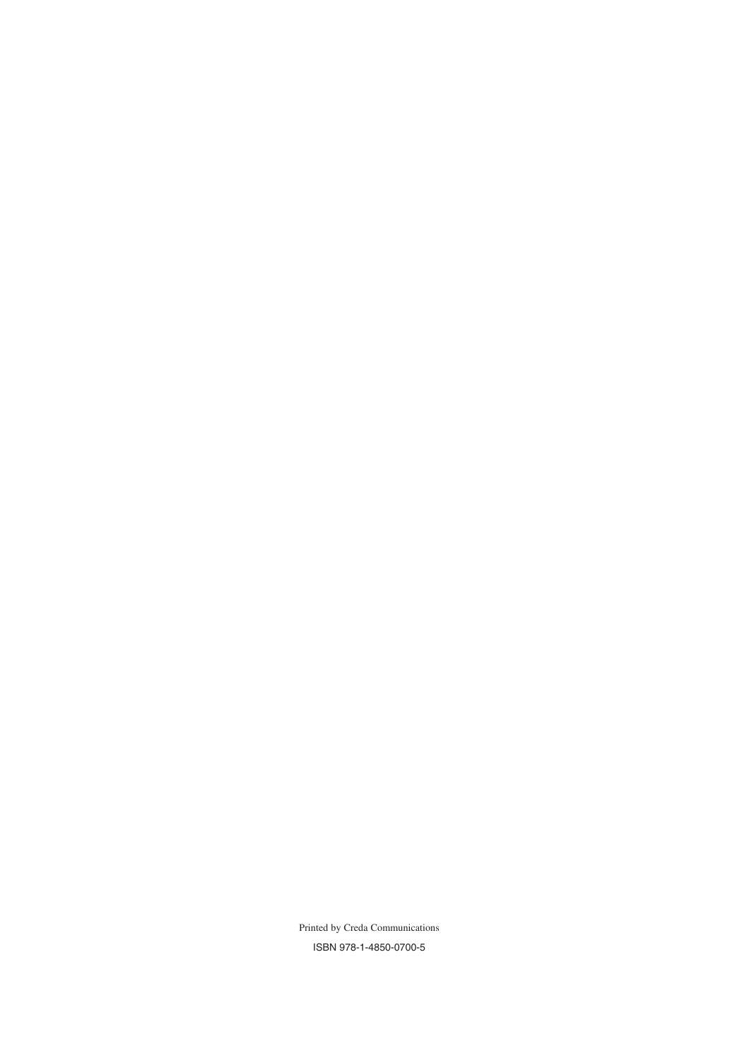Printed by Creda Communications

ISBN 978-1-4850-0700-5